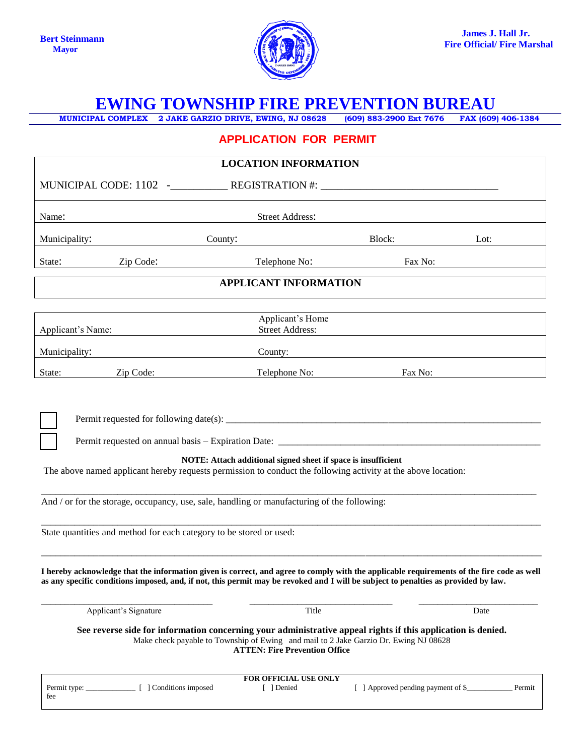**Bert Steinmann**
**Mayor**

**James J. Hall Jr.**
**Fire Official/ Fire Marshal**

# EWING TOWNSHIP FIRE PREVENTION BUREAU

**MUNICIPAL COMPLEX 2 JAKE GARZIO DRIVE, EWING, NJ 08628 (609) 883-2900 Ext 7676 FAX (609) 406-1384**

## APPLICATION FOR PERMIT

### LOCATION INFORMATION

MUNICIPAL CODE: 1102 -__________ REGISTRATION #: ________________________________

| Name: | | Street Address: | |
|---|---|---|---|
| Municipality: | County: | Block: | Lot: |
| State: Zip Code: | Telephone No: | Fax No: | |

### APPLICANT INFORMATION

| Applicant's Name: | Applicant's Home Street Address: | |
|---|---|---|
| Municipality: | County: | |
| State: Zip Code: | Telephone No: | Fax No: |

☐ Permit requested for following date(s): ________________________________________________

☐ Permit requested on annual basis – Expiration Date: ________________________________________

**NOTE: Attach additional signed sheet if space is insufficient**

The above named applicant hereby requests permission to conduct the following activity at the above location:

______________________________________________________________________________

And / or for the storage, occupancy, use, sale, handling or manufacturing of the following:

______________________________________________________________________________

State quantities and method for each category to be stored or used:

______________________________________________________________________________

**I hereby acknowledge that the information given is correct, and agree to comply with the applicable requirements of the fire code as well as any specific conditions imposed, and, if not, this permit may be revoked and I will be subject to penalties as provided by law.**

_____________________________ _____________________________ _____________________

Applicant's Signature Title Date

**See reverse side for information concerning your administrative appeal rights if this application is denied.**

Make check payable to Township of Ewing and mail to 2 Jake Garzio Dr. Ewing NJ 08628

**ATTEN: Fire Prevention Office**

**FOR OFFICIAL USE ONLY**

Permit type: ____________ [ ] Conditions imposed [ ] Denied [ ] Approved pending payment of $___________ Permit fee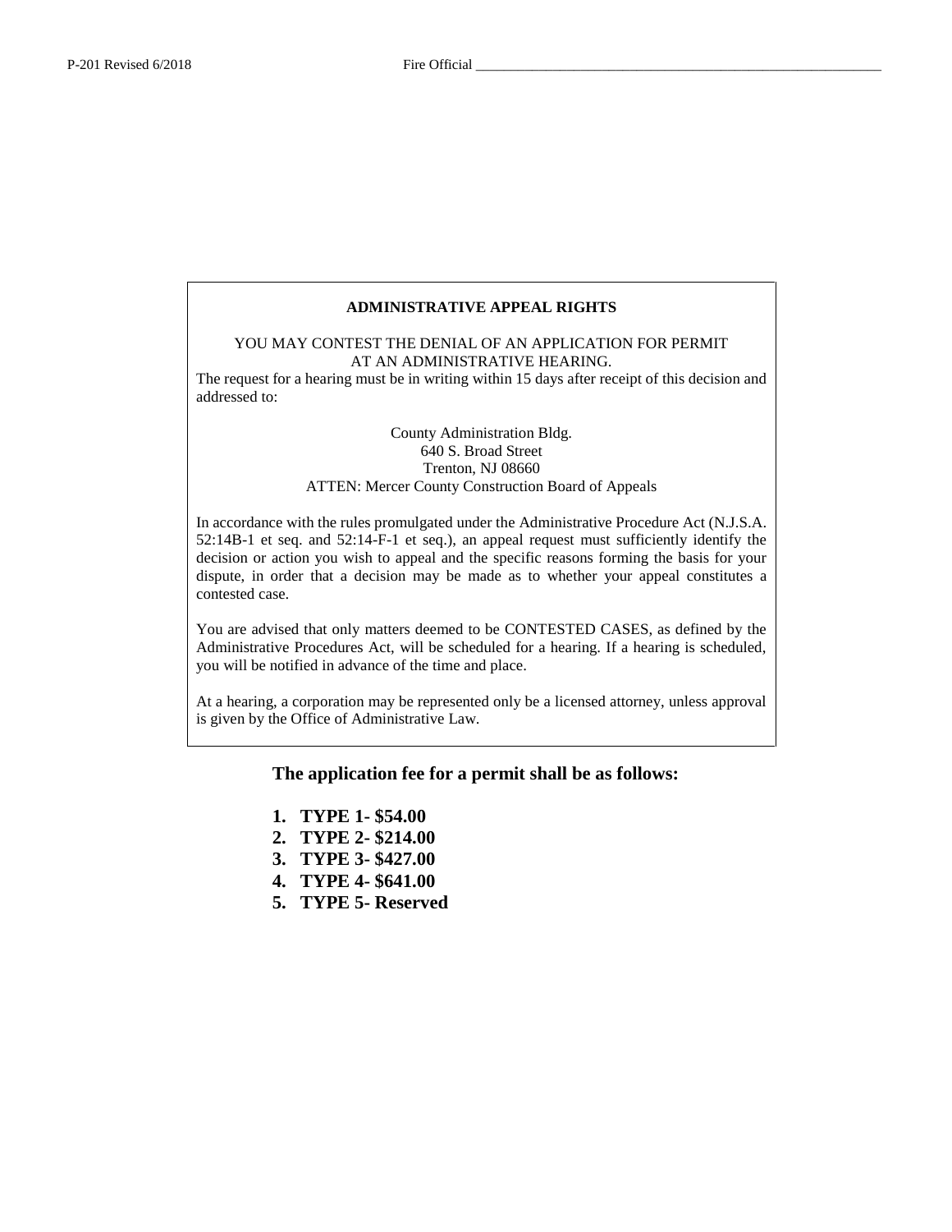Fire Official ___________________________________________________________

## ADMINISTRATIVE APPEAL RIGHTS

YOU MAY CONTEST THE DENIAL OF AN APPLICATION FOR PERMIT AT AN ADMINISTRATIVE HEARING.

The request for a hearing must be in writing within 15 days after receipt of this decision and addressed to:

County Administration Bldg.
640 S. Broad Street
Trenton, NJ 08660
ATTEN: Mercer County Construction Board of Appeals

In accordance with the rules promulgated under the Administrative Procedure Act (N.J.S.A. 52:14B-1 et seq. and 52:14-F-1 et seq.), an appeal request must sufficiently identify the decision or action you wish to appeal and the specific reasons forming the basis for your dispute, in order that a decision may be made as to whether your appeal constitutes a contested case.

You are advised that only matters deemed to be CONTESTED CASES, as defined by the Administrative Procedures Act, will be scheduled for a hearing. If a hearing is scheduled, you will be notified in advance of the time and place.

At a hearing, a corporation may be represented only be a licensed attorney, unless approval is given by the Office of Administrative Law.

### The application fee for a permit shall be as follows:

1. **TYPE 1- $54.00**
2. **TYPE 2- $214.00**
3. **TYPE 3- $427.00**
4. **TYPE 4- $641.00**
5. **TYPE 5- Reserved**